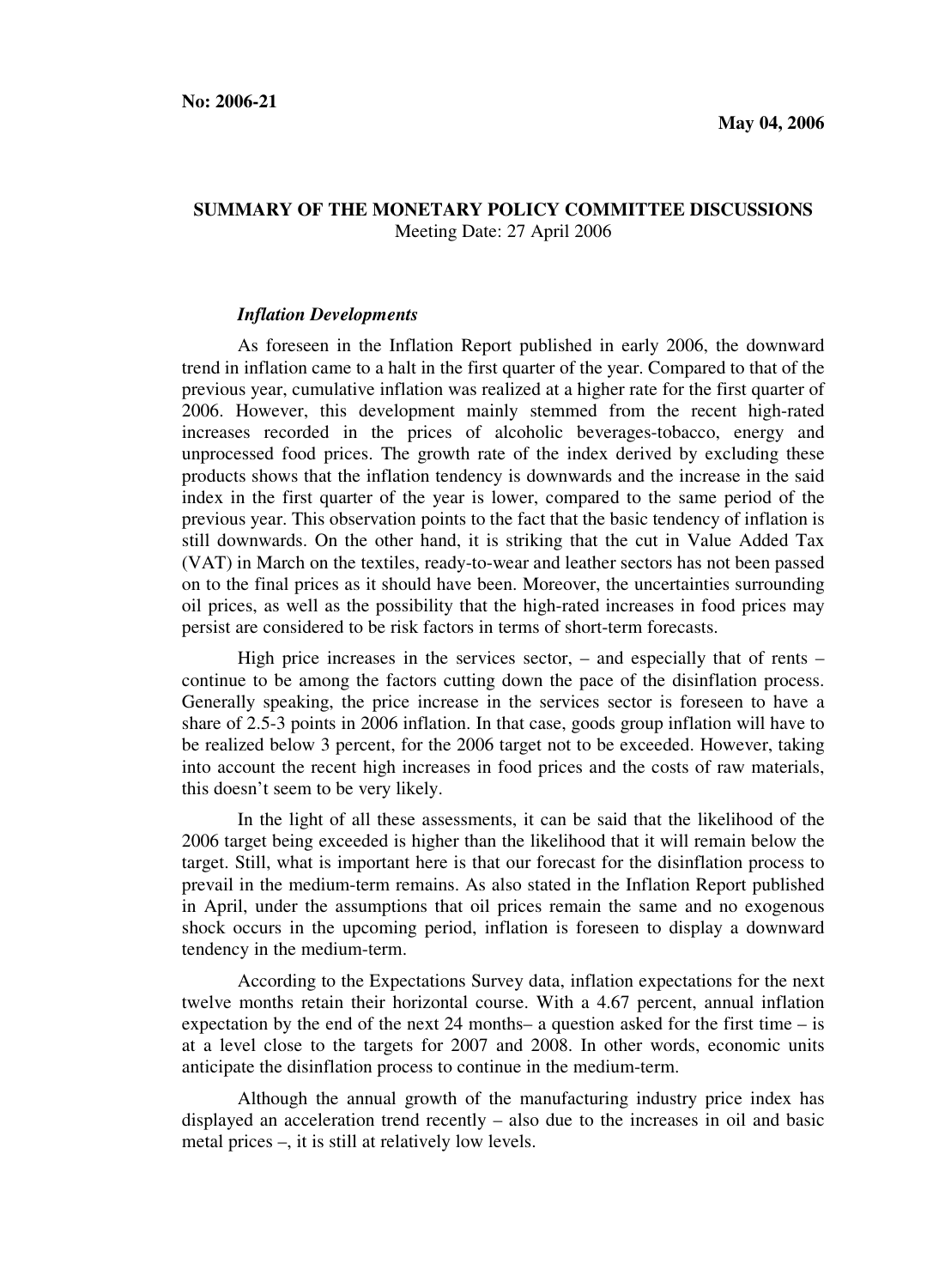**No: 2006-21**

**May 04, 2006**

## SUMMARY OF THE MONETARY POLICY COMMITTEE DISCUSSIONS

Meeting Date: 27 April 2006

### *Inflation Developments*

As foreseen in the Inflation Report published in early 2006, the downward trend in inflation came to a halt in the first quarter of the year. Compared to that of the previous year, cumulative inflation was realized at a higher rate for the first quarter of 2006. However, this development mainly stemmed from the recent high-rated increases recorded in the prices of alcoholic beverages-tobacco, energy and unprocessed food prices. The growth rate of the index derived by excluding these products shows that the inflation tendency is downwards and the increase in the said index in the first quarter of the year is lower, compared to the same period of the previous year. This observation points to the fact that the basic tendency of inflation is still downwards. On the other hand, it is striking that the cut in Value Added Tax (VAT) in March on the textiles, ready-to-wear and leather sectors has not been passed on to the final prices as it should have been. Moreover, the uncertainties surrounding oil prices, as well as the possibility that the high-rated increases in food prices may persist are considered to be risk factors in terms of short-term forecasts.

High price increases in the services sector, – and especially that of rents – continue to be among the factors cutting down the pace of the disinflation process. Generally speaking, the price increase in the services sector is foreseen to have a share of 2.5-3 points in 2006 inflation. In that case, goods group inflation will have to be realized below 3 percent, for the 2006 target not to be exceeded. However, taking into account the recent high increases in food prices and the costs of raw materials, this doesn't seem to be very likely.

In the light of all these assessments, it can be said that the likelihood of the 2006 target being exceeded is higher than the likelihood that it will remain below the target. Still, what is important here is that our forecast for the disinflation process to prevail in the medium-term remains. As also stated in the Inflation Report published in April, under the assumptions that oil prices remain the same and no exogenous shock occurs in the upcoming period, inflation is foreseen to display a downward tendency in the medium-term.

According to the Expectations Survey data, inflation expectations for the next twelve months retain their horizontal course. With a 4.67 percent, annual inflation expectation by the end of the next 24 months– a question asked for the first time – is at a level close to the targets for 2007 and 2008. In other words, economic units anticipate the disinflation process to continue in the medium-term.

Although the annual growth of the manufacturing industry price index has displayed an acceleration trend recently – also due to the increases in oil and basic metal prices –, it is still at relatively low levels.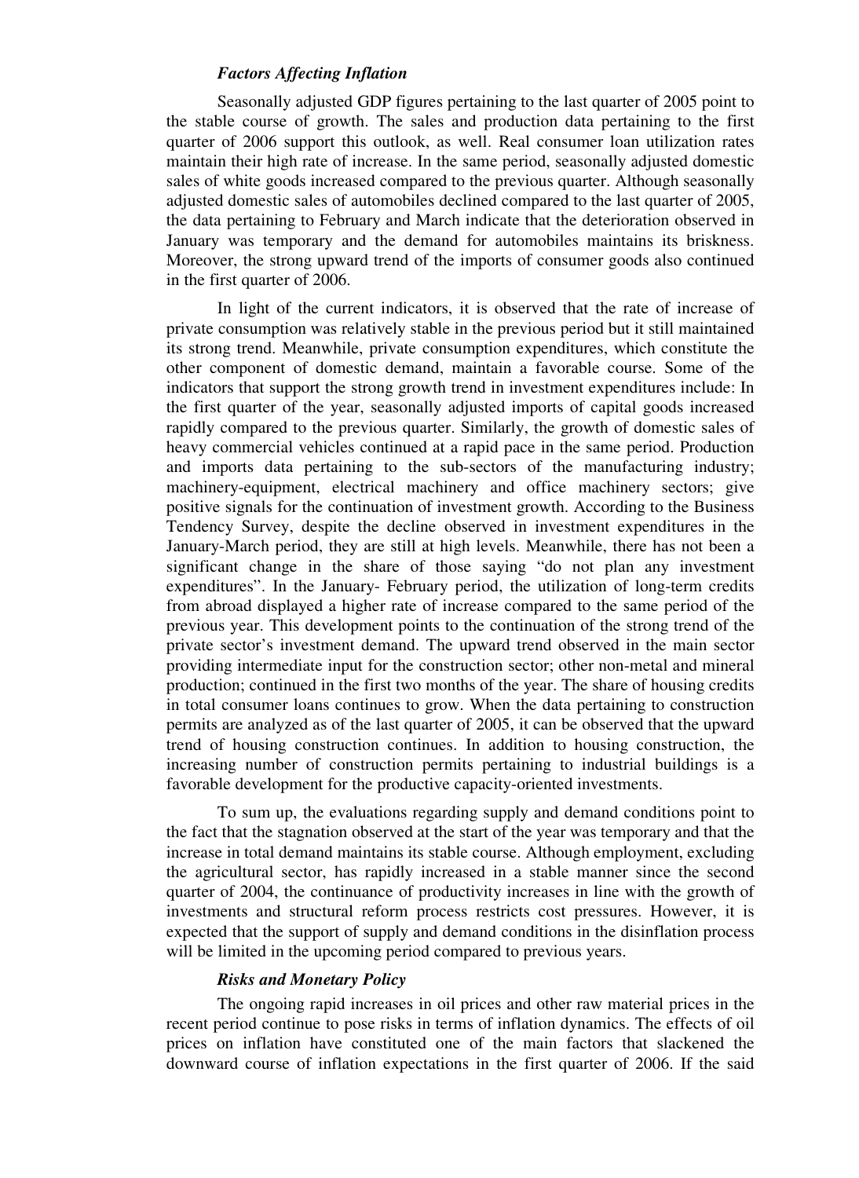### *Factors Affecting Inflation*

Seasonally adjusted GDP figures pertaining to the last quarter of 2005 point to the stable course of growth. The sales and production data pertaining to the first quarter of 2006 support this outlook, as well. Real consumer loan utilization rates maintain their high rate of increase. In the same period, seasonally adjusted domestic sales of white goods increased compared to the previous quarter. Although seasonally adjusted domestic sales of automobiles declined compared to the last quarter of 2005, the data pertaining to February and March indicate that the deterioration observed in January was temporary and the demand for automobiles maintains its briskness. Moreover, the strong upward trend of the imports of consumer goods also continued in the first quarter of 2006.

In light of the current indicators, it is observed that the rate of increase of private consumption was relatively stable in the previous period but it still maintained its strong trend. Meanwhile, private consumption expenditures, which constitute the other component of domestic demand, maintain a favorable course. Some of the indicators that support the strong growth trend in investment expenditures include: In the first quarter of the year, seasonally adjusted imports of capital goods increased rapidly compared to the previous quarter. Similarly, the growth of domestic sales of heavy commercial vehicles continued at a rapid pace in the same period. Production and imports data pertaining to the sub-sectors of the manufacturing industry; machinery-equipment, electrical machinery and office machinery sectors; give positive signals for the continuation of investment growth. According to the Business Tendency Survey, despite the decline observed in investment expenditures in the January-March period, they are still at high levels. Meanwhile, there has not been a significant change in the share of those saying "do not plan any investment expenditures". In the January- February period, the utilization of long-term credits from abroad displayed a higher rate of increase compared to the same period of the previous year. This development points to the continuation of the strong trend of the private sector's investment demand. The upward trend observed in the main sector providing intermediate input for the construction sector; other non-metal and mineral production; continued in the first two months of the year. The share of housing credits in total consumer loans continues to grow. When the data pertaining to construction permits are analyzed as of the last quarter of 2005, it can be observed that the upward trend of housing construction continues. In addition to housing construction, the increasing number of construction permits pertaining to industrial buildings is a favorable development for the productive capacity-oriented investments.

To sum up, the evaluations regarding supply and demand conditions point to the fact that the stagnation observed at the start of the year was temporary and that the increase in total demand maintains its stable course. Although employment, excluding the agricultural sector, has rapidly increased in a stable manner since the second quarter of 2004, the continuance of productivity increases in line with the growth of investments and structural reform process restricts cost pressures. However, it is expected that the support of supply and demand conditions in the disinflation process will be limited in the upcoming period compared to previous years.

### *Risks and Monetary Policy*

The ongoing rapid increases in oil prices and other raw material prices in the recent period continue to pose risks in terms of inflation dynamics. The effects of oil prices on inflation have constituted one of the main factors that slackened the downward course of inflation expectations in the first quarter of 2006. If the said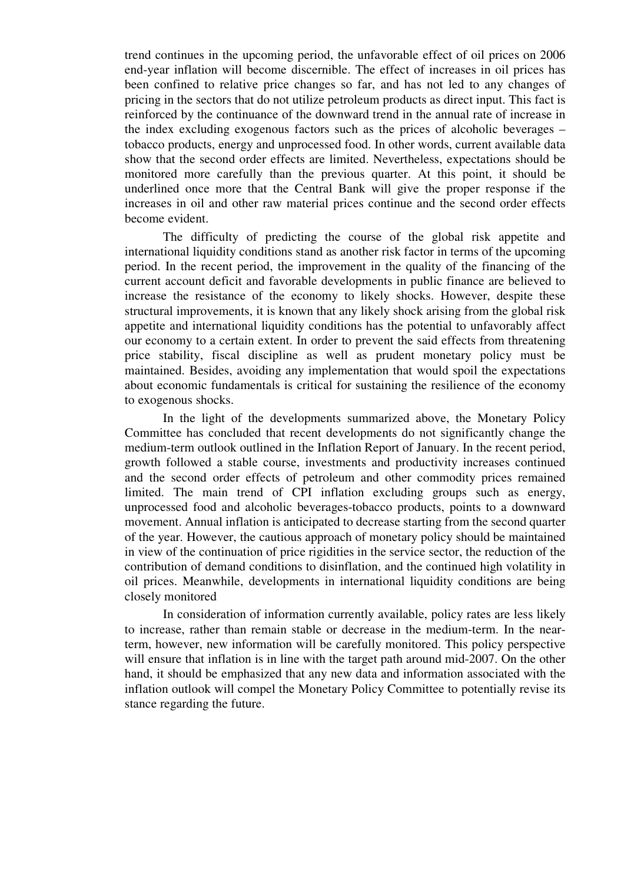trend continues in the upcoming period, the unfavorable effect of oil prices on 2006 end-year inflation will become discernible. The effect of increases in oil prices has been confined to relative price changes so far, and has not led to any changes of pricing in the sectors that do not utilize petroleum products as direct input. This fact is reinforced by the continuance of the downward trend in the annual rate of increase in the index excluding exogenous factors such as the prices of alcoholic beverages – tobacco products, energy and unprocessed food. In other words, current available data show that the second order effects are limited. Nevertheless, expectations should be monitored more carefully than the previous quarter. At this point, it should be underlined once more that the Central Bank will give the proper response if the increases in oil and other raw material prices continue and the second order effects become evident.

The difficulty of predicting the course of the global risk appetite and international liquidity conditions stand as another risk factor in terms of the upcoming period. In the recent period, the improvement in the quality of the financing of the current account deficit and favorable developments in public finance are believed to increase the resistance of the economy to likely shocks. However, despite these structural improvements, it is known that any likely shock arising from the global risk appetite and international liquidity conditions has the potential to unfavorably affect our economy to a certain extent. In order to prevent the said effects from threatening price stability, fiscal discipline as well as prudent monetary policy must be maintained. Besides, avoiding any implementation that would spoil the expectations about economic fundamentals is critical for sustaining the resilience of the economy to exogenous shocks.

In the light of the developments summarized above, the Monetary Policy Committee has concluded that recent developments do not significantly change the medium-term outlook outlined in the Inflation Report of January. In the recent period, growth followed a stable course, investments and productivity increases continued and the second order effects of petroleum and other commodity prices remained limited. The main trend of CPI inflation excluding groups such as energy, unprocessed food and alcoholic beverages-tobacco products, points to a downward movement. Annual inflation is anticipated to decrease starting from the second quarter of the year. However, the cautious approach of monetary policy should be maintained in view of the continuation of price rigidities in the service sector, the reduction of the contribution of demand conditions to disinflation, and the continued high volatility in oil prices. Meanwhile, developments in international liquidity conditions are being closely monitored

In consideration of information currently available, policy rates are less likely to increase, rather than remain stable or decrease in the medium-term. In the near-term, however, new information will be carefully monitored. This policy perspective will ensure that inflation is in line with the target path around mid-2007. On the other hand, it should be emphasized that any new data and information associated with the inflation outlook will compel the Monetary Policy Committee to potentially revise its stance regarding the future.